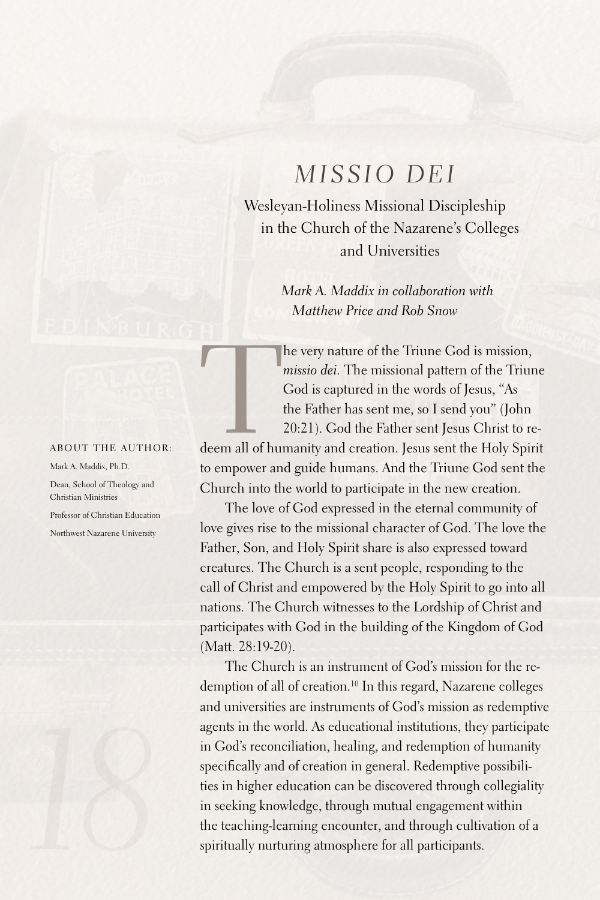# *MISSIO DEI*

## Wesleyan-Holiness Missional Discipleship in the Church of the Nazarene's Colleges and Universities

*Mark A. Maddix in collaboration with Matthew Price and Rob Snow*

ABOUT THE AUTHOR:

Mark A. Maddix, Ph.D.

Dean, School of Theology and Christian Ministries

Professor of Christian Education

Northwest Nazarene University

The very nature of the Triune God is mission, *missio dei*. The missional pattern of the Triune God is captured in the words of Jesus, "As the Father has sent me, so I send you" (John 20:21). God the Father sent Jesus Christ to redeem all of humanity and creation. Jesus sent the Holy Spirit to empower and guide humans. And the Triune God sent the Church into the world to participate in the new creation.

The love of God expressed in the eternal community of love gives rise to the missional character of God. The love the Father, Son, and Holy Spirit share is also expressed toward creatures. The Church is a sent people, responding to the call of Christ and empowered by the Holy Spirit to go into all nations. The Church witnesses to the Lordship of Christ and participates with God in the building of the Kingdom of God (Matt. 28:19-20).

The Church is an instrument of God's mission for the redemption of all of creation.[10] In this regard, Nazarene colleges and universities are instruments of God's mission as redemptive agents in the world. As educational institutions, they participate in God's reconciliation, healing, and redemption of humanity specifically and of creation in general. Redemptive possibilities in higher education can be discovered through collegiality in seeking knowledge, through mutual engagement within the teaching-learning encounter, and through cultivation of a spiritually nurturing atmosphere for all participants.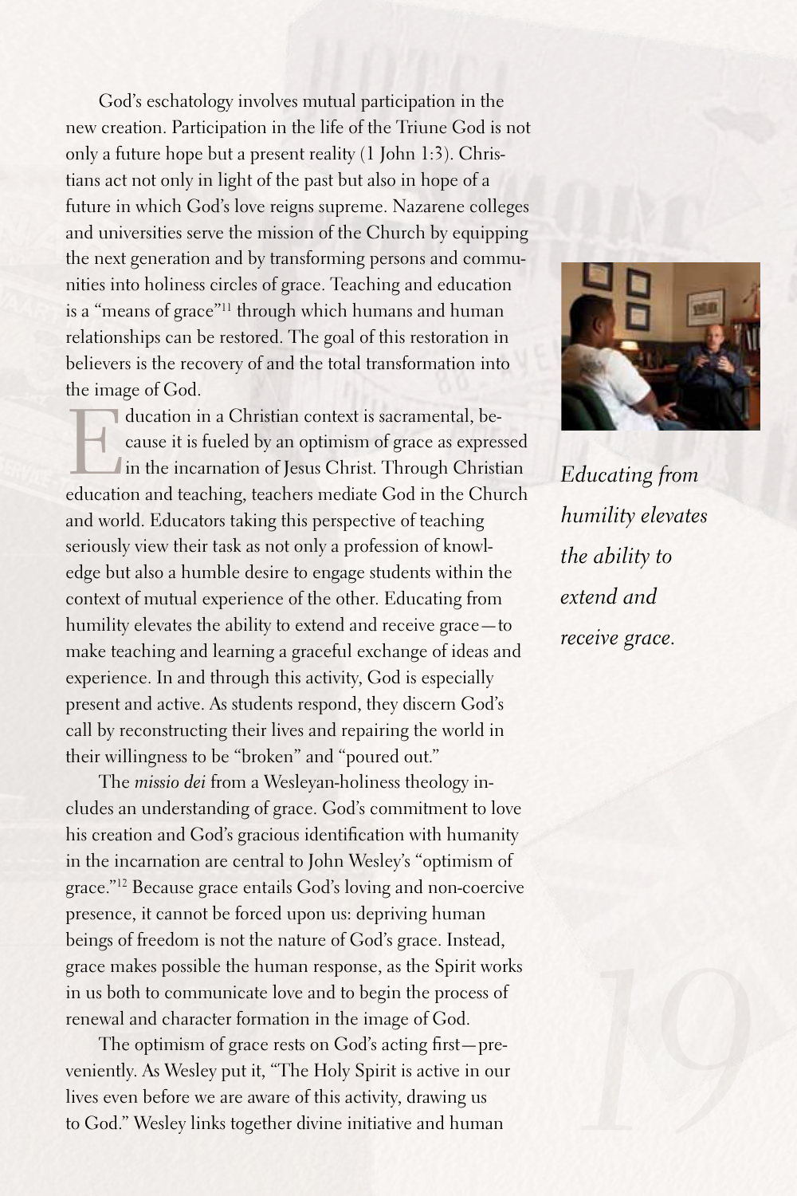God's eschatology involves mutual participation in the new creation. Participation in the life of the Triune God is not only a future hope but a present reality (1 John 1:3). Christians act not only in light of the past but also in hope of a future in which God's love reigns supreme. Nazarene colleges and universities serve the mission of the Church by equipping the next generation and by transforming persons and communities into holiness circles of grace. Teaching and education is a "means of grace"[11] through which humans and human relationships can be restored. The goal of this restoration in believers is the recovery of and the total transformation into the image of God.

Education in a Christian context is sacramental, because it is fueled by an optimism of grace as expressed in the incarnation of Jesus Christ. Through Christian education and teaching, teachers mediate God in the Church and world. Educators taking this perspective of teaching seriously view their task as not only a profession of knowledge but also a humble desire to engage students within the context of mutual experience of the other. Educating from humility elevates the ability to extend and receive grace—to make teaching and learning a graceful exchange of ideas and experience. In and through this activity, God is especially present and active. As students respond, they discern God's call by reconstructing their lives and repairing the world in their willingness to be "broken" and "poured out."

*Educating from humility elevates the ability to extend and receive grace.*

The *missio dei* from a Wesleyan-holiness theology includes an understanding of grace. God's commitment to love his creation and God's gracious identification with humanity in the incarnation are central to John Wesley's "optimism of grace."[12] Because grace entails God's loving and non-coercive presence, it cannot be forced upon us: depriving human beings of freedom is not the nature of God's grace. Instead, grace makes possible the human response, as the Spirit works in us both to communicate love and to begin the process of renewal and character formation in the image of God.

The optimism of grace rests on God's acting first—preveniently. As Wesley put it, "The Holy Spirit is active in our lives even before we are aware of this activity, drawing us to God." Wesley links together divine initiative and human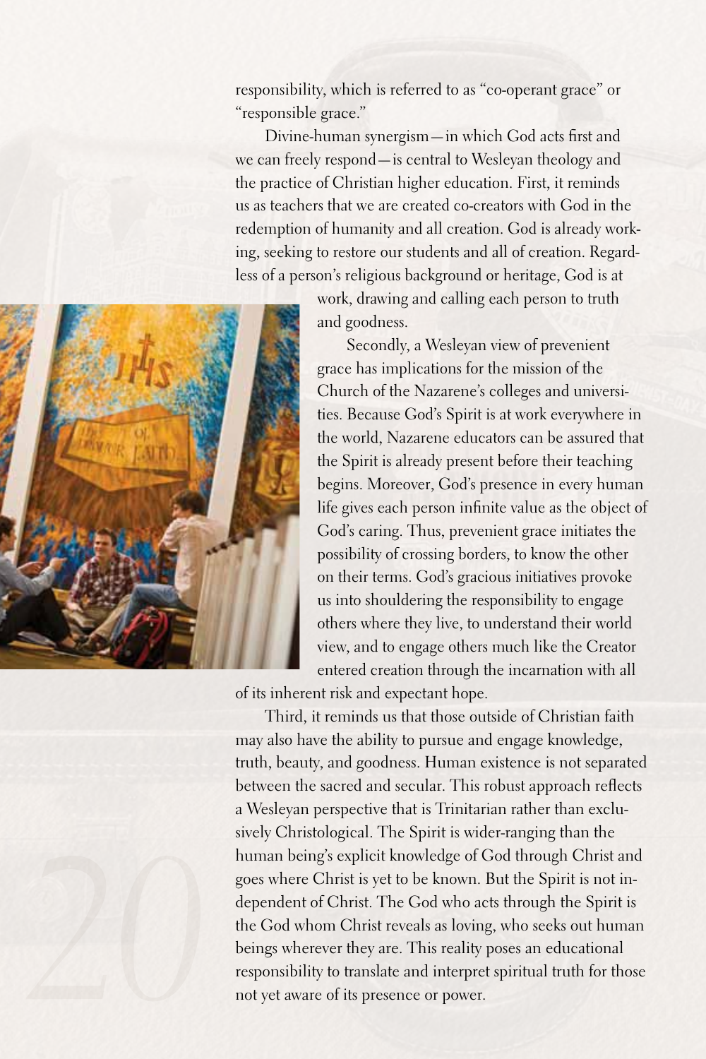responsibility, which is referred to as "co-operant grace" or "responsible grace."

Divine-human synergism—in which God acts first and we can freely respond—is central to Wesleyan theology and the practice of Christian higher education. First, it reminds us as teachers that we are created co-creators with God in the redemption of humanity and all creation. God is already working, seeking to restore our students and all of creation. Regardless of a person's religious background or heritage, God is at work, drawing and calling each person to truth and goodness.

Secondly, a Wesleyan view of prevenient grace has implications for the mission of the Church of the Nazarene's colleges and universities. Because God's Spirit is at work everywhere in the world, Nazarene educators can be assured that the Spirit is already present before their teaching begins. Moreover, God's presence in every human life gives each person infinite value as the object of God's caring. Thus, prevenient grace initiates the possibility of crossing borders, to know the other on their terms. God's gracious initiatives provoke us into shouldering the responsibility to engage others where they live, to understand their world view, and to engage others much like the Creator entered creation through the incarnation with all of its inherent risk and expectant hope.

Third, it reminds us that those outside of Christian faith may also have the ability to pursue and engage knowledge, truth, beauty, and goodness. Human existence is not separated between the sacred and secular. This robust approach reflects a Wesleyan perspective that is Trinitarian rather than exclusively Christological. The Spirit is wider-ranging than the human being's explicit knowledge of God through Christ and goes where Christ is yet to be known. But the Spirit is not independent of Christ. The God who acts through the Spirit is the God whom Christ reveals as loving, who seeks out human beings wherever they are. This reality poses an educational responsibility to translate and interpret spiritual truth for those not yet aware of its presence or power.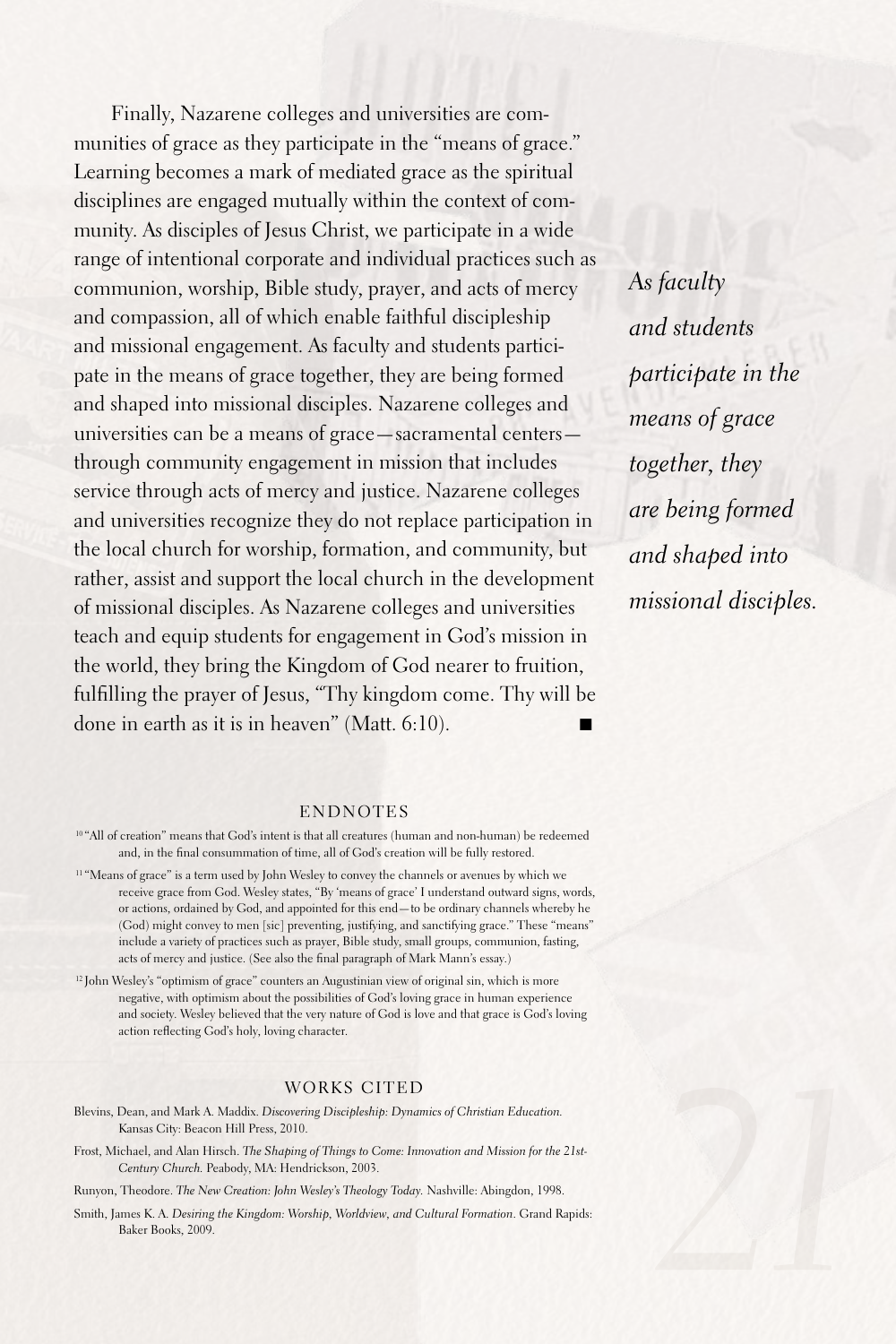Finally, Nazarene colleges and universities are communities of grace as they participate in the "means of grace." Learning becomes a mark of mediated grace as the spiritual disciplines are engaged mutually within the context of community. As disciples of Jesus Christ, we participate in a wide range of intentional corporate and individual practices such as communion, worship, Bible study, prayer, and acts of mercy and compassion, all of which enable faithful discipleship and missional engagement. As faculty and students participate in the means of grace together, they are being formed and shaped into missional disciples. Nazarene colleges and universities can be a means of grace—sacramental centers—through community engagement in mission that includes service through acts of mercy and justice. Nazarene colleges and universities recognize they do not replace participation in the local church for worship, formation, and community, but rather, assist and support the local church in the development of missional disciples. As Nazarene colleges and universities teach and equip students for engagement in God's mission in the world, they bring the Kingdom of God nearer to fruition, fulfilling the prayer of Jesus, "Thy kingdom come. Thy will be done in earth as it is in heaven" (Matt. 6:10). ■

*As faculty and students participate in the means of grace together, they are being formed and shaped into missional disciples.*

## ENDNOTES

[10] "All of creation" means that God's intent is that all creatures (human and non-human) be redeemed and, in the final consummation of time, all of God's creation will be fully restored.

[11] "Means of grace" is a term used by John Wesley to convey the channels or avenues by which we receive grace from God. Wesley states, "By 'means of grace' I understand outward signs, words, or actions, ordained by God, and appointed for this end—to be ordinary channels whereby he (God) might convey to men [sic] preventing, justifying, and sanctifying grace." These "means" include a variety of practices such as prayer, Bible study, small groups, communion, fasting, acts of mercy and justice. (See also the final paragraph of Mark Mann's essay.)

[12] John Wesley's "optimism of grace" counters an Augustinian view of original sin, which is more negative, with optimism about the possibilities of God's loving grace in human experience and society. Wesley believed that the very nature of God is love and that grace is God's loving action reflecting God's holy, loving character.

## WORKS CITED

Blevins, Dean, and Mark A. Maddix. *Discovering Discipleship: Dynamics of Christian Education.* Kansas City: Beacon Hill Press, 2010.

Frost, Michael, and Alan Hirsch. *The Shaping of Things to Come: Innovation and Mission for the 21st-Century Church.* Peabody, MA: Hendrickson, 2003.

Runyon, Theodore. *The New Creation: John Wesley's Theology Today.* Nashville: Abingdon, 1998.

Smith, James K. A. *Desiring the Kingdom: Worship, Worldview, and Cultural Formation.* Grand Rapids: Baker Books, 2009.